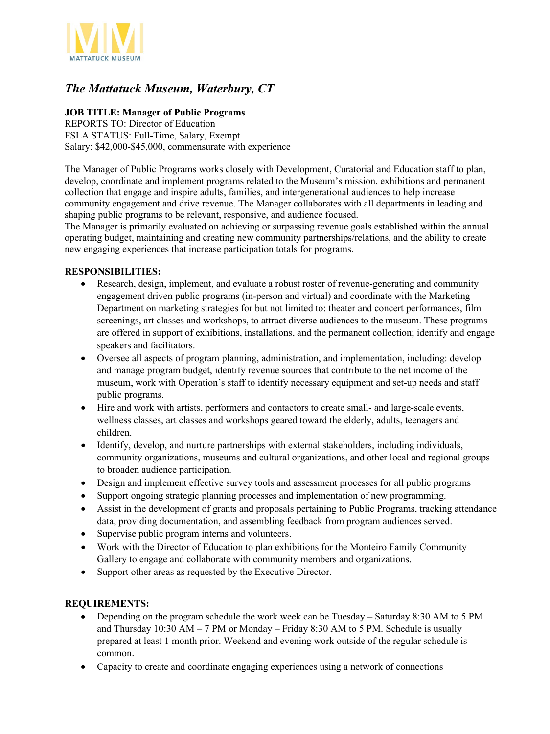MATTATUCK MUSEUM

# *The Mattatuck Museum, Waterbury, CT*

**JOB TITLE: Manager of Public Programs**
REPORTS TO: Director of Education
FSLA STATUS: Full-Time, Salary, Exempt
Salary: $42,000-$45,000, commensurate with experience

The Manager of Public Programs works closely with Development, Curatorial and Education staff to plan, develop, coordinate and implement programs related to the Museum's mission, exhibitions and permanent collection that engage and inspire adults, families, and intergenerational audiences to help increase community engagement and drive revenue. The Manager collaborates with all departments in leading and shaping public programs to be relevant, responsive, and audience focused.
The Manager is primarily evaluated on achieving or surpassing revenue goals established within the annual operating budget, maintaining and creating new community partnerships/relations, and the ability to create new engaging experiences that increase participation totals for programs.

**RESPONSIBILITIES:**

- Research, design, implement, and evaluate a robust roster of revenue-generating and community engagement driven public programs (in-person and virtual) and coordinate with the Marketing Department on marketing strategies for but not limited to: theater and concert performances, film screenings, art classes and workshops, to attract diverse audiences to the museum. These programs are offered in support of exhibitions, installations, and the permanent collection; identify and engage speakers and facilitators.
- Oversee all aspects of program planning, administration, and implementation, including: develop and manage program budget, identify revenue sources that contribute to the net income of the museum, work with Operation's staff to identify necessary equipment and set-up needs and staff public programs.
- Hire and work with artists, performers and contactors to create small- and large-scale events, wellness classes, art classes and workshops geared toward the elderly, adults, teenagers and children.
- Identify, develop, and nurture partnerships with external stakeholders, including individuals, community organizations, museums and cultural organizations, and other local and regional groups to broaden audience participation.
- Design and implement effective survey tools and assessment processes for all public programs
- Support ongoing strategic planning processes and implementation of new programming.
- Assist in the development of grants and proposals pertaining to Public Programs, tracking attendance data, providing documentation, and assembling feedback from program audiences served.
- Supervise public program interns and volunteers.
- Work with the Director of Education to plan exhibitions for the Monteiro Family Community Gallery to engage and collaborate with community members and organizations.
- Support other areas as requested by the Executive Director.

**REQUIREMENTS:**

- Depending on the program schedule the work week can be Tuesday – Saturday 8:30 AM to 5 PM and Thursday 10:30 AM – 7 PM or Monday – Friday 8:30 AM to 5 PM. Schedule is usually prepared at least 1 month prior. Weekend and evening work outside of the regular schedule is common.
- Capacity to create and coordinate engaging experiences using a network of connections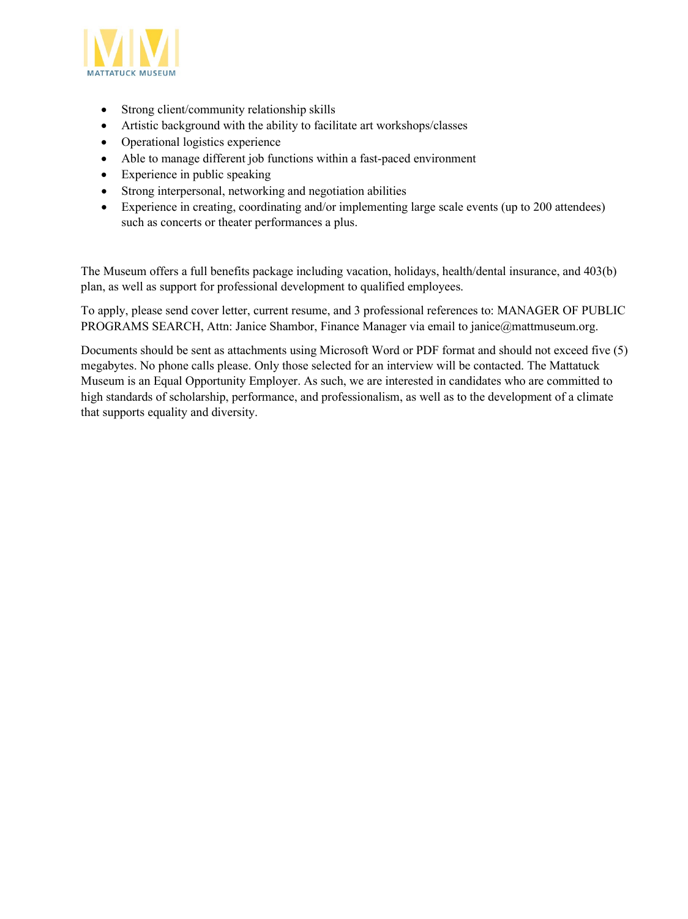- Strong client/community relationship skills
- Artistic background with the ability to facilitate art workshops/classes
- Operational logistics experience
- Able to manage different job functions within a fast-paced environment
- Experience in public speaking
- Strong interpersonal, networking and negotiation abilities
- Experience in creating, coordinating and/or implementing large scale events (up to 200 attendees) such as concerts or theater performances a plus.

The Museum offers a full benefits package including vacation, holidays, health/dental insurance, and 403(b) plan, as well as support for professional development to qualified employees.

To apply, please send cover letter, current resume, and 3 professional references to: MANAGER OF PUBLIC PROGRAMS SEARCH, Attn: Janice Shambor, Finance Manager via email to janice@mattmuseum.org.

Documents should be sent as attachments using Microsoft Word or PDF format and should not exceed five (5) megabytes. No phone calls please. Only those selected for an interview will be contacted. The Mattatuck Museum is an Equal Opportunity Employer. As such, we are interested in candidates who are committed to high standards of scholarship, performance, and professionalism, as well as to the development of a climate that supports equality and diversity.